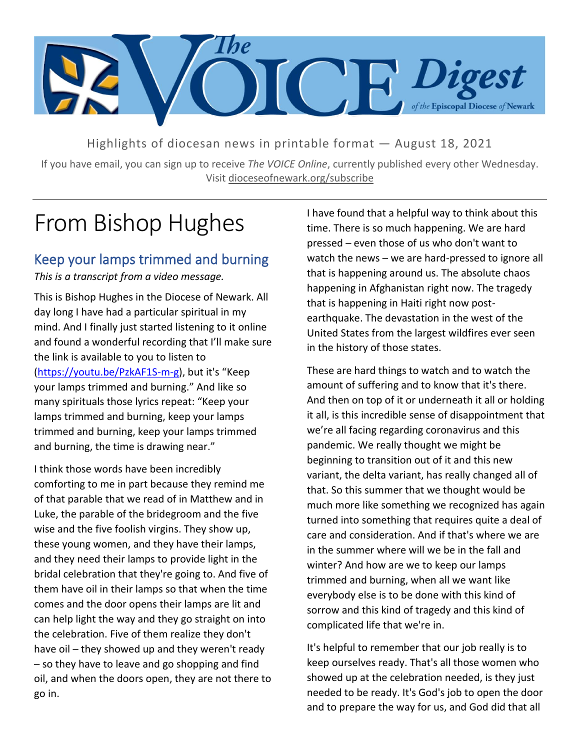# The VOICE Digest of the Episcopal Diocese of Newark

Highlights of diocesan news in printable format — August 18, 2021

If you have email, you can sign up to receive *The VOICE Online*, currently published every other Wednesday. Visit dioceseofnewark.org/subscribe

# From Bishop Hughes

## Keep your lamps trimmed and burning

*This is a transcript from a video message.*

This is Bishop Hughes in the Diocese of Newark. All day long I have had a particular spiritual in my mind. And I finally just started listening to it online and found a wonderful recording that I'll make sure the link is available to you to listen to (https://youtu.be/PzkAF1S-m-g), but it's "Keep your lamps trimmed and burning." And like so many spirituals those lyrics repeat: "Keep your lamps trimmed and burning, keep your lamps trimmed and burning, keep your lamps trimmed and burning, the time is drawing near."

I think those words have been incredibly comforting to me in part because they remind me of that parable that we read of in Matthew and in Luke, the parable of the bridegroom and the five wise and the five foolish virgins. They show up, these young women, and they have their lamps, and they need their lamps to provide light in the bridal celebration that they're going to. And five of them have oil in their lamps so that when the time comes and the door opens their lamps are lit and can help light the way and they go straight on into the celebration. Five of them realize they don't have oil – they showed up and they weren't ready – so they have to leave and go shopping and find oil, and when the doors open, they are not there to go in.

I have found that a helpful way to think about this time. There is so much happening. We are hard pressed – even those of us who don't want to watch the news – we are hard-pressed to ignore all that is happening around us. The absolute chaos happening in Afghanistan right now. The tragedy that is happening in Haiti right now post-earthquake. The devastation in the west of the United States from the largest wildfires ever seen in the history of those states.

These are hard things to watch and to watch the amount of suffering and to know that it's there. And then on top of it or underneath it all or holding it all, is this incredible sense of disappointment that we're all facing regarding coronavirus and this pandemic. We really thought we might be beginning to transition out of it and this new variant, the delta variant, has really changed all of that. So this summer that we thought would be much more like something we recognized has again turned into something that requires quite a deal of care and consideration. And if that's where we are in the summer where will we be in the fall and winter? And how are we to keep our lamps trimmed and burning, when all we want like everybody else is to be done with this kind of sorrow and this kind of tragedy and this kind of complicated life that we're in.

It's helpful to remember that our job really is to keep ourselves ready. That's all those women who showed up at the celebration needed, is they just needed to be ready. It's God's job to open the door and to prepare the way for us, and God did that all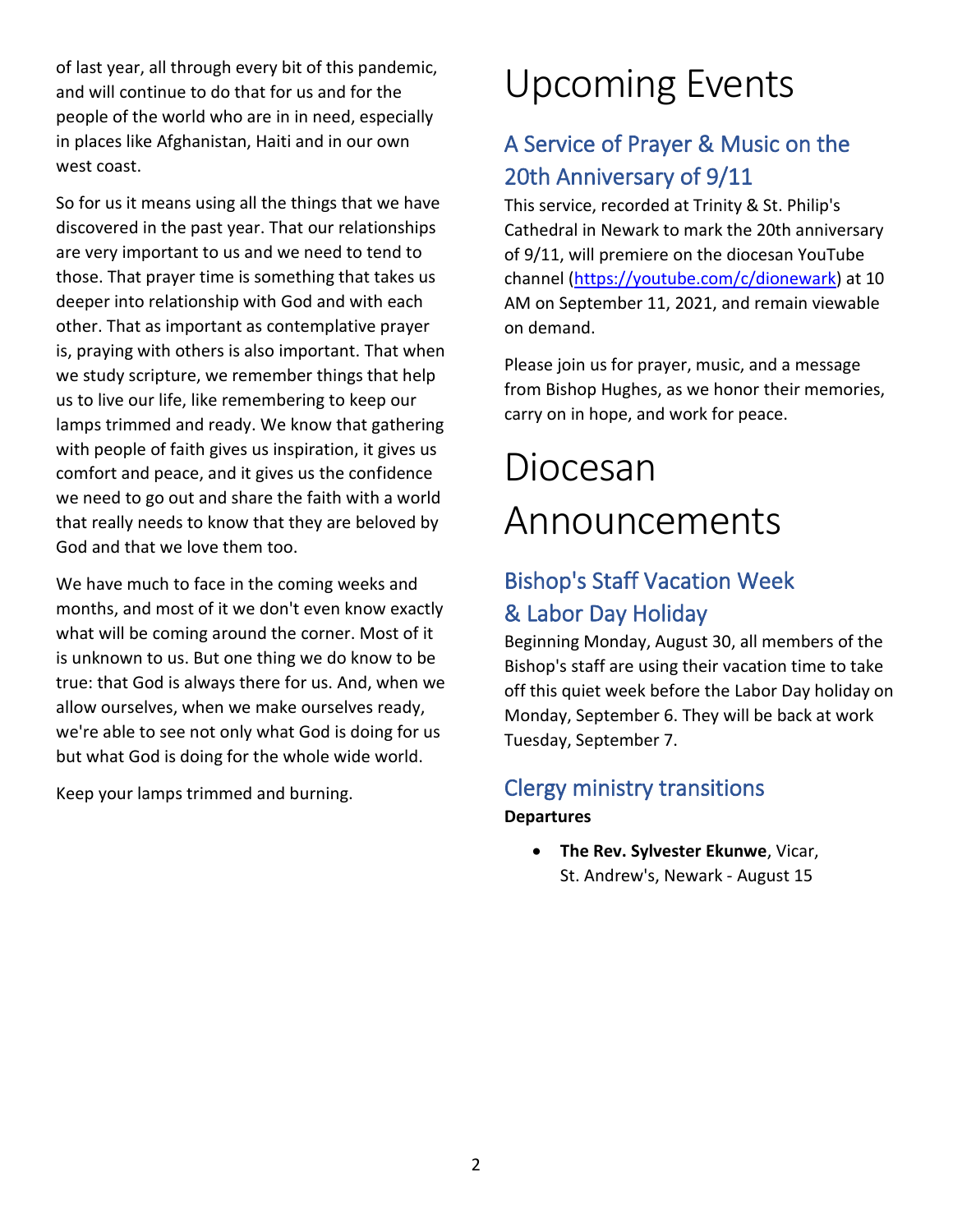of last year, all through every bit of this pandemic, and will continue to do that for us and for the people of the world who are in in need, especially in places like Afghanistan, Haiti and in our own west coast.

So for us it means using all the things that we have discovered in the past year. That our relationships are very important to us and we need to tend to those. That prayer time is something that takes us deeper into relationship with God and with each other. That as important as contemplative prayer is, praying with others is also important. That when we study scripture, we remember things that help us to live our life, like remembering to keep our lamps trimmed and ready. We know that gathering with people of faith gives us inspiration, it gives us comfort and peace, and it gives us the confidence we need to go out and share the faith with a world that really needs to know that they are beloved by God and that we love them too.

We have much to face in the coming weeks and months, and most of it we don't even know exactly what will be coming around the corner. Most of it is unknown to us. But one thing we do know to be true: that God is always there for us. And, when we allow ourselves, when we make ourselves ready, we're able to see not only what God is doing for us but what God is doing for the whole wide world.

Keep your lamps trimmed and burning.

# Upcoming Events

## A Service of Prayer & Music on the 20th Anniversary of 9/11

This service, recorded at Trinity & St. Philip's Cathedral in Newark to mark the 20th anniversary of 9/11, will premiere on the diocesan YouTube channel (https://youtube.com/c/dionewark) at 10 AM on September 11, 2021, and remain viewable on demand.

Please join us for prayer, music, and a message from Bishop Hughes, as we honor their memories, carry on in hope, and work for peace.

# Diocesan Announcements

## Bishop's Staff Vacation Week & Labor Day Holiday

Beginning Monday, August 30, all members of the Bishop's staff are using their vacation time to take off this quiet week before the Labor Day holiday on Monday, September 6. They will be back at work Tuesday, September 7.

## Clergy ministry transitions

**Departures**

- **The Rev. Sylvester Ekunwe**, Vicar, St. Andrew's, Newark - August 15